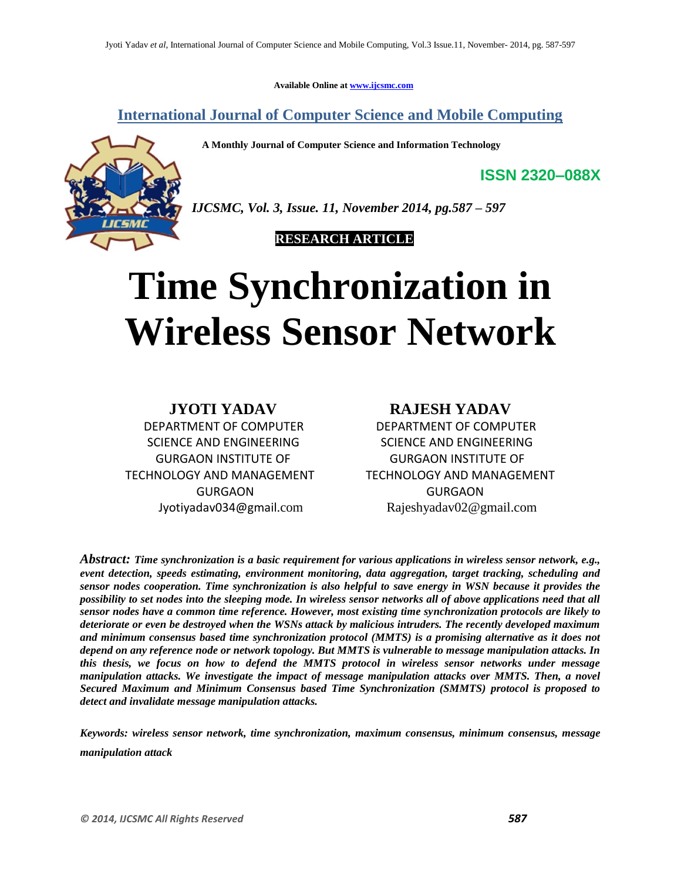Available Online at www.ijcsmc.com

## International Journal of Computer Science and Mobile Computing

**A Monthly Journal of Computer Science and Information Technology**

**ISSN 2320–088X**

*IJCSMC, Vol. 3, Issue. 11, November 2014, pg.587 – 597*

**RESEARCH ARTICLE**

# Time Synchronization in Wireless Sensor Network

**JYOTI YADAV**
DEPARTMENT OF COMPUTER SCIENCE AND ENGINEERING
GURGAON INSTITUTE OF TECHNOLOGY AND MANAGEMENT
GURGAON
Jyotiyadav034@gmail.com

**RAJESH YADAV**
DEPARTMENT OF COMPUTER SCIENCE AND ENGINEERING
GURGAON INSTITUTE OF TECHNOLOGY AND MANAGEMENT
GURGAON
Rajeshyadav02@gmail.com

***Abstract:*** ***Time synchronization is a basic requirement for various applications in wireless sensor network, e.g., event detection, speeds estimating, environment monitoring, data aggregation, target tracking, scheduling and sensor nodes cooperation. Time synchronization is also helpful to save energy in WSN because it provides the possibility to set nodes into the sleeping mode. In wireless sensor networks all of above applications need that all sensor nodes have a common time reference. However, most existing time synchronization protocols are likely to deteriorate or even be destroyed when the WSNs attack by malicious intruders. The recently developed maximum and minimum consensus based time synchronization protocol (MMTS) is a promising alternative as it does not depend on any reference node or network topology. But MMTS is vulnerable to message manipulation attacks. In this thesis, we focus on how to defend the MMTS protocol in wireless sensor networks under message manipulation attacks. We investigate the impact of message manipulation attacks over MMTS. Then, a novel Secured Maximum and Minimum Consensus based Time Synchronization (SMMTS) protocol is proposed to detect and invalidate message manipulation attacks.***

***Keywords: wireless sensor network, time synchronization, maximum consensus, minimum consensus, message manipulation attack***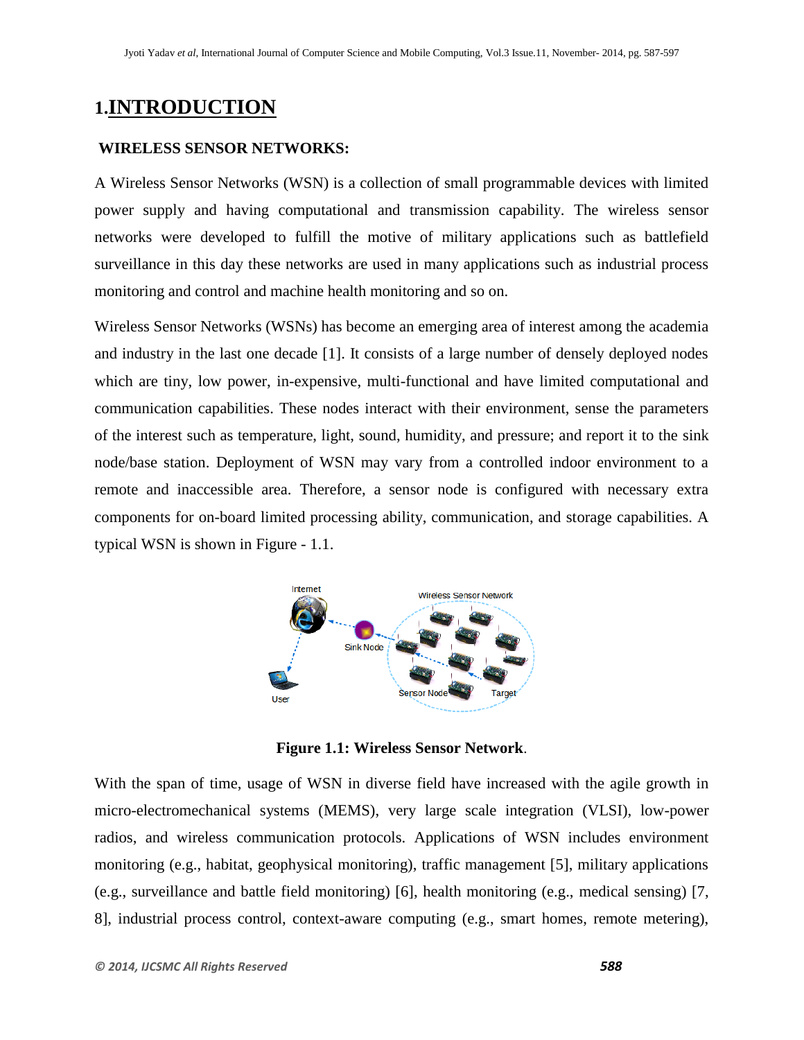# 1.INTRODUCTION

## WIRELESS SENSOR NETWORKS:

A Wireless Sensor Networks (WSN) is a collection of small programmable devices with limited power supply and having computational and transmission capability. The wireless sensor networks were developed to fulfill the motive of military applications such as battlefield surveillance in this day these networks are used in many applications such as industrial process monitoring and control and machine health monitoring and so on.

Wireless Sensor Networks (WSNs) has become an emerging area of interest among the academia and industry in the last one decade [1]. It consists of a large number of densely deployed nodes which are tiny, low power, in-expensive, multi-functional and have limited computational and communication capabilities. These nodes interact with their environment, sense the parameters of the interest such as temperature, light, sound, humidity, and pressure; and report it to the sink node/base station. Deployment of WSN may vary from a controlled indoor environment to a remote and inaccessible area. Therefore, a sensor node is configured with necessary extra components for on-board limited processing ability, communication, and storage capabilities. A typical WSN is shown in Figure - 1.1.

**Figure 1.1: Wireless Sensor Network**.

With the span of time, usage of WSN in diverse field have increased with the agile growth in micro-electromechanical systems (MEMS), very large scale integration (VLSI), low-power radios, and wireless communication protocols. Applications of WSN includes environment monitoring (e.g., habitat, geophysical monitoring), traffic management [5], military applications (e.g., surveillance and battle field monitoring) [6], health monitoring (e.g., medical sensing) [7, 8], industrial process control, context-aware computing (e.g., smart homes, remote metering),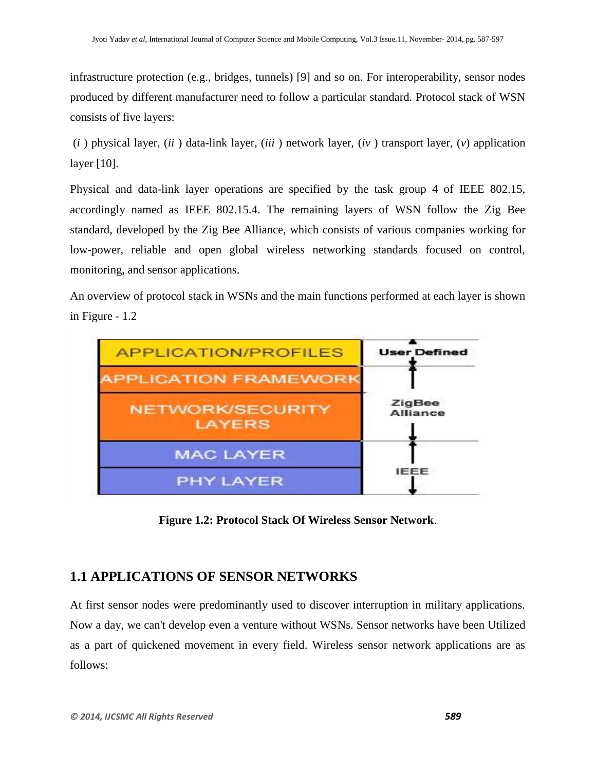infrastructure protection (e.g., bridges, tunnels) [9] and so on. For interoperability, sensor nodes produced by different manufacturer need to follow a particular standard. Protocol stack of WSN consists of five layers:

(*i* ) physical layer, (*ii* ) data-link layer, (*iii* ) network layer, (*iv* ) transport layer, (*v*) application layer [10].

Physical and data-link layer operations are specified by the task group 4 of IEEE 802.15, accordingly named as IEEE 802.15.4. The remaining layers of WSN follow the Zig Bee standard, developed by the Zig Bee Alliance, which consists of various companies working for low-power, reliable and open global wireless networking standards focused on control, monitoring, and sensor applications.

An overview of protocol stack in WSNs and the main functions performed at each layer is shown in Figure - 1.2

**Figure 1.2: Protocol Stack Of Wireless Sensor Network**.

## 1.1 APPLICATIONS OF SENSOR NETWORKS

At first sensor nodes were predominantly used to discover interruption in military applications. Now a day, we can't develop even a venture without WSNs. Sensor networks have been Utilized as a part of quickened movement in every field. Wireless sensor network applications are as follows: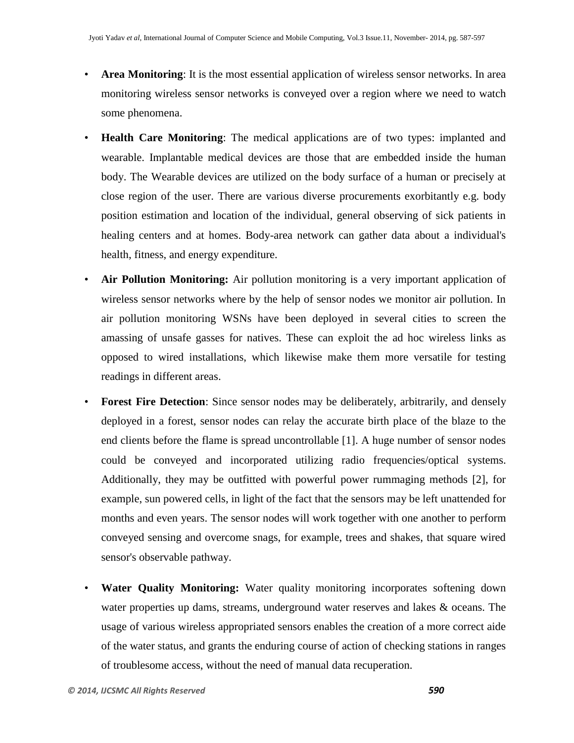- **Area Monitoring**: It is the most essential application of wireless sensor networks. In area monitoring wireless sensor networks is conveyed over a region where we need to watch some phenomena.
- **Health Care Monitoring**: The medical applications are of two types: implanted and wearable. Implantable medical devices are those that are embedded inside the human body. The Wearable devices are utilized on the body surface of a human or precisely at close region of the user. There are various diverse procurements exorbitantly e.g. body position estimation and location of the individual, general observing of sick patients in healing centers and at homes. Body-area network can gather data about a individual's health, fitness, and energy expenditure.
- **Air Pollution Monitoring:** Air pollution monitoring is a very important application of wireless sensor networks where by the help of sensor nodes we monitor air pollution. In air pollution monitoring WSNs have been deployed in several cities to screen the amassing of unsafe gasses for natives. These can exploit the ad hoc wireless links as opposed to wired installations, which likewise make them more versatile for testing readings in different areas.
- **Forest Fire Detection**: Since sensor nodes may be deliberately, arbitrarily, and densely deployed in a forest, sensor nodes can relay the accurate birth place of the blaze to the end clients before the flame is spread uncontrollable [1]. A huge number of sensor nodes could be conveyed and incorporated utilizing radio frequencies/optical systems. Additionally, they may be outfitted with powerful power rummaging methods [2], for example, sun powered cells, in light of the fact that the sensors may be left unattended for months and even years. The sensor nodes will work together with one another to perform conveyed sensing and overcome snags, for example, trees and shakes, that square wired sensor's observable pathway.
- **Water Quality Monitoring:** Water quality monitoring incorporates softening down water properties up dams, streams, underground water reserves and lakes & oceans. The usage of various wireless appropriated sensors enables the creation of a more correct aide of the water status, and grants the enduring course of action of checking stations in ranges of troublesome access, without the need of manual data recuperation.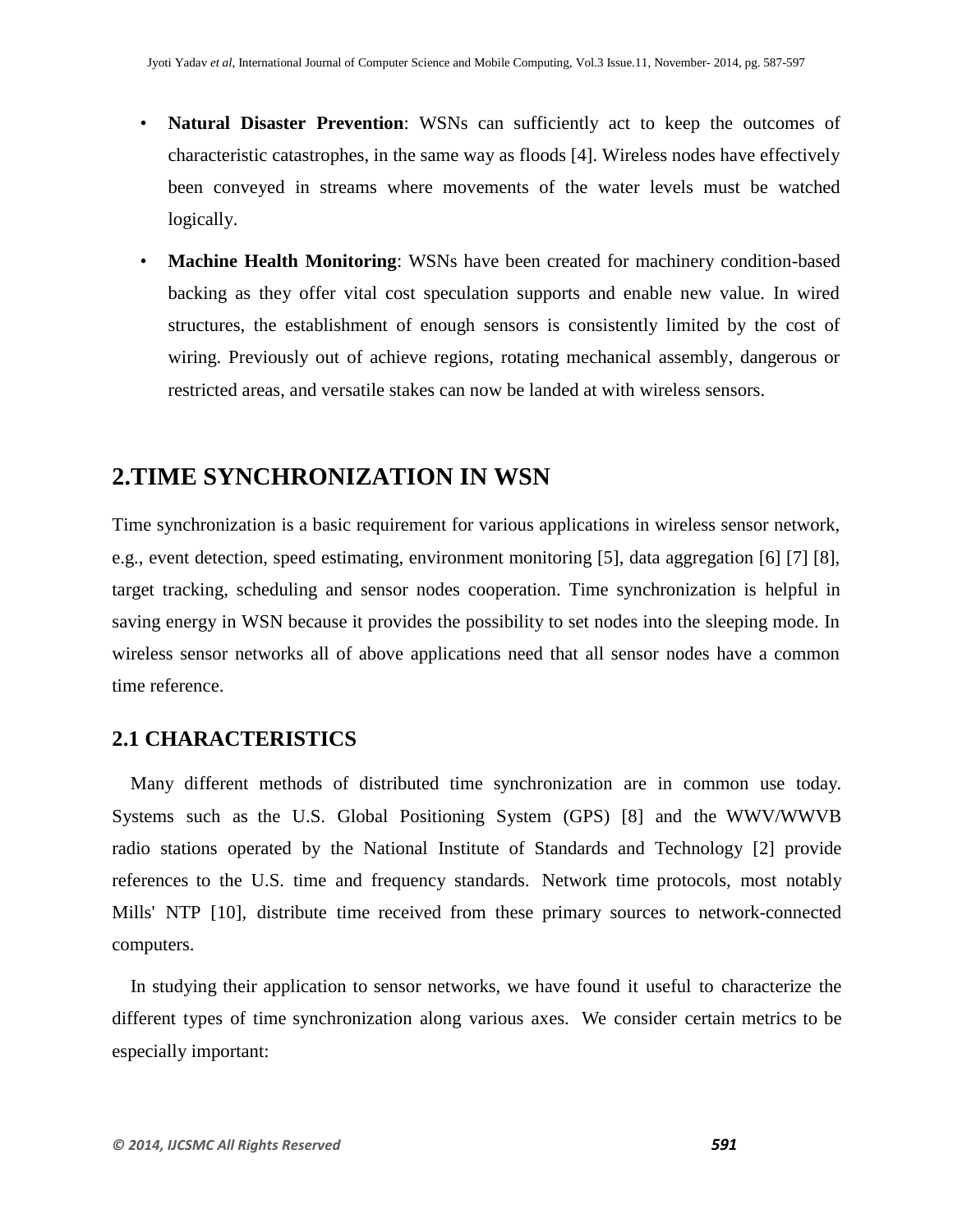- **Natural Disaster Prevention**: WSNs can sufficiently act to keep the outcomes of characteristic catastrophes, in the same way as floods [4]. Wireless nodes have effectively been conveyed in streams where movements of the water levels must be watched logically.
- **Machine Health Monitoring**: WSNs have been created for machinery condition-based backing as they offer vital cost speculation supports and enable new value. In wired structures, the establishment of enough sensors is consistently limited by the cost of wiring. Previously out of achieve regions, rotating mechanical assembly, dangerous or restricted areas, and versatile stakes can now be landed at with wireless sensors.

## 2.TIME SYNCHRONIZATION IN WSN

Time synchronization is a basic requirement for various applications in wireless sensor network, e.g., event detection, speed estimating, environment monitoring [5], data aggregation [6] [7] [8], target tracking, scheduling and sensor nodes cooperation. Time synchronization is helpful in saving energy in WSN because it provides the possibility to set nodes into the sleeping mode. In wireless sensor networks all of above applications need that all sensor nodes have a common time reference.

### 2.1 CHARACTERISTICS

Many different methods of distributed time synchronization are in common use today. Systems such as the U.S. Global Positioning System (GPS) [8] and the WWV/WWVB radio stations operated by the National Institute of Standards and Technology [2] provide references to the U.S. time and frequency standards. Network time protocols, most notably Mills' NTP [10], distribute time received from these primary sources to network-connected computers.

In studying their application to sensor networks, we have found it useful to characterize the different types of time synchronization along various axes. We consider certain metrics to be especially important: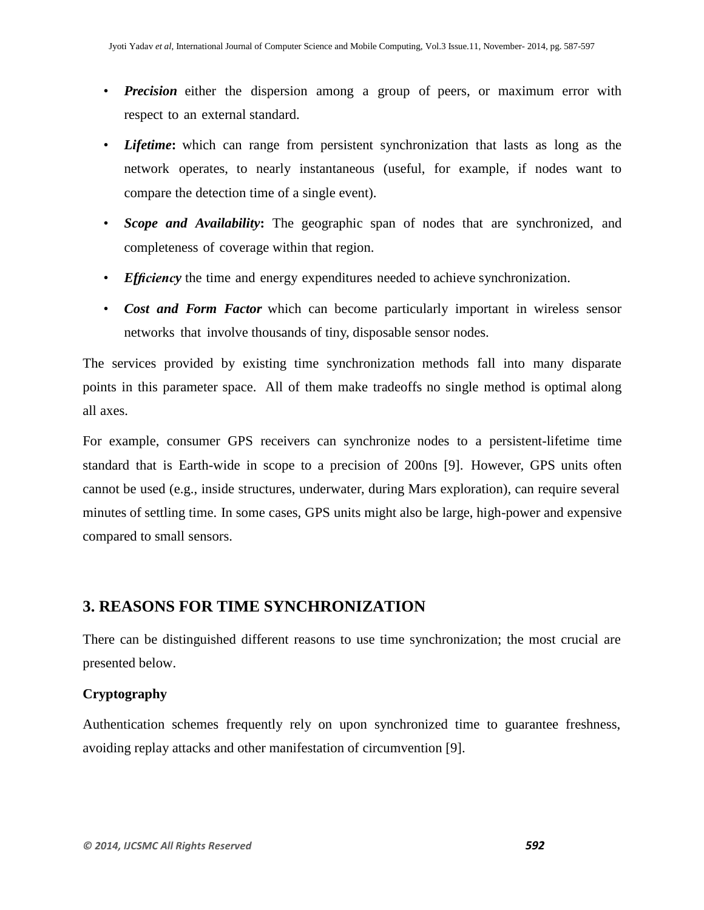- ***Precision*** either the dispersion among a group of peers, or maximum error with respect to an external standard.
- ***Lifetime*:** which can range from persistent synchronization that lasts as long as the network operates, to nearly instantaneous (useful, for example, if nodes want to compare the detection time of a single event).
- ***Scope and Availability*:** The geographic span of nodes that are synchronized, and completeness of coverage within that region.
- ***Efficiency*** the time and energy expenditures needed to achieve synchronization.
- ***Cost and Form Factor*** which can become particularly important in wireless sensor networks that involve thousands of tiny, disposable sensor nodes.

The services provided by existing time synchronization methods fall into many disparate points in this parameter space. All of them make tradeoffs no single method is optimal along all axes.

For example, consumer GPS receivers can synchronize nodes to a persistent-lifetime time standard that is Earth-wide in scope to a precision of 200ns [9]. However, GPS units often cannot be used (e.g., inside structures, underwater, during Mars exploration), can require several minutes of settling time. In some cases, GPS units might also be large, high-power and expensive compared to small sensors.

## 3. REASONS FOR TIME SYNCHRONIZATION

There can be distinguished different reasons to use time synchronization; the most crucial are presented below.

**Cryptography**

Authentication schemes frequently rely on upon synchronized time to guarantee freshness, avoiding replay attacks and other manifestation of circumvention [9].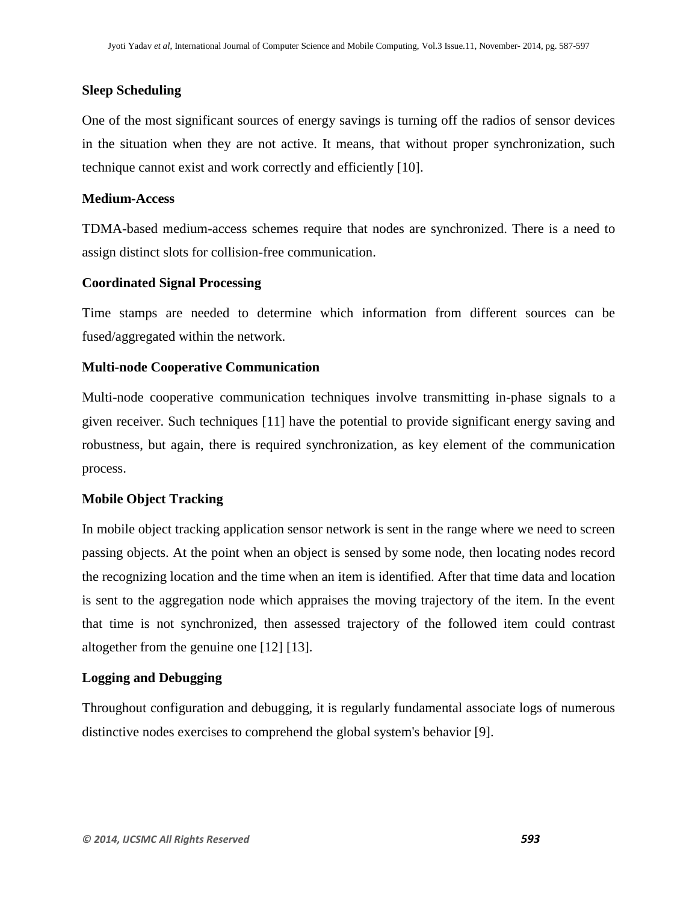**Sleep Scheduling**

One of the most significant sources of energy savings is turning off the radios of sensor devices in the situation when they are not active. It means, that without proper synchronization, such technique cannot exist and work correctly and efficiently [10].

**Medium-Access**

TDMA-based medium-access schemes require that nodes are synchronized. There is a need to assign distinct slots for collision-free communication.

**Coordinated Signal Processing**

Time stamps are needed to determine which information from different sources can be fused/aggregated within the network.

**Multi-node Cooperative Communication**

Multi-node cooperative communication techniques involve transmitting in-phase signals to a given receiver. Such techniques [11] have the potential to provide significant energy saving and robustness, but again, there is required synchronization, as key element of the communication process.

**Mobile Object Tracking**

In mobile object tracking application sensor network is sent in the range where we need to screen passing objects. At the point when an object is sensed by some node, then locating nodes record the recognizing location and the time when an item is identified. After that time data and location is sent to the aggregation node which appraises the moving trajectory of the item. In the event that time is not synchronized, then assessed trajectory of the followed item could contrast altogether from the genuine one [12] [13].

**Logging and Debugging**

Throughout configuration and debugging, it is regularly fundamental associate logs of numerous distinctive nodes exercises to comprehend the global system's behavior [9].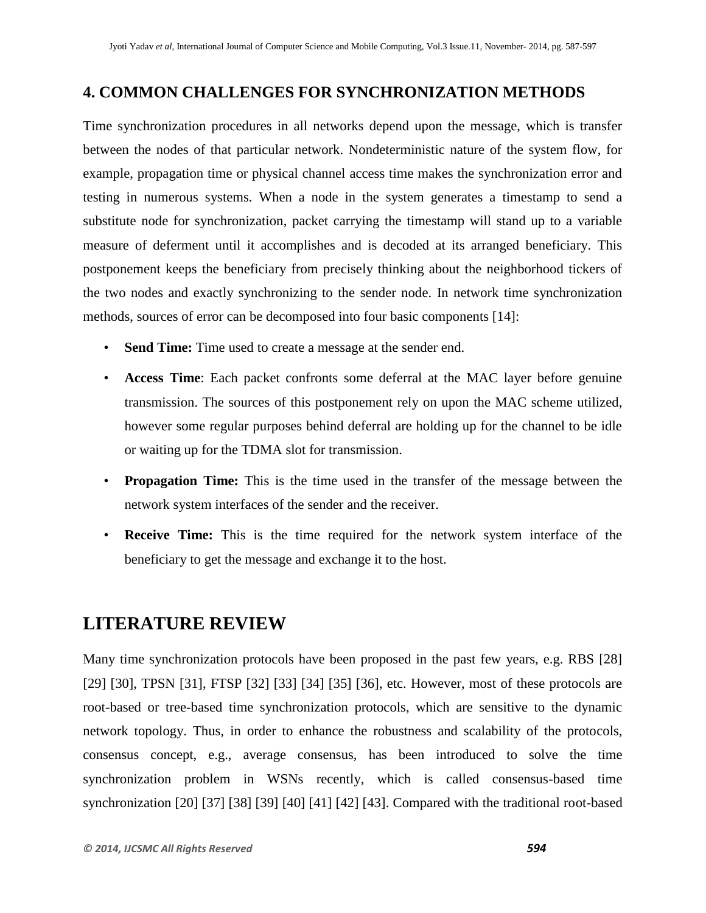## 4. COMMON CHALLENGES FOR SYNCHRONIZATION METHODS

Time synchronization procedures in all networks depend upon the message, which is transfer between the nodes of that particular network. Nondeterministic nature of the system flow, for example, propagation time or physical channel access time makes the synchronization error and testing in numerous systems. When a node in the system generates a timestamp to send a substitute node for synchronization, packet carrying the timestamp will stand up to a variable measure of deferment until it accomplishes and is decoded at its arranged beneficiary. This postponement keeps the beneficiary from precisely thinking about the neighborhood tickers of the two nodes and exactly synchronizing to the sender node. In network time synchronization methods, sources of error can be decomposed into four basic components [14]:

- **Send Time:** Time used to create a message at the sender end.
- **Access Time**: Each packet confronts some deferral at the MAC layer before genuine transmission. The sources of this postponement rely on upon the MAC scheme utilized, however some regular purposes behind deferral are holding up for the channel to be idle or waiting up for the TDMA slot for transmission.
- **Propagation Time:** This is the time used in the transfer of the message between the network system interfaces of the sender and the receiver.
- **Receive Time:** This is the time required for the network system interface of the beneficiary to get the message and exchange it to the host.

## LITERATURE REVIEW

Many time synchronization protocols have been proposed in the past few years, e.g. RBS [28] [29] [30], TPSN [31], FTSP [32] [33] [34] [35] [36], etc. However, most of these protocols are root-based or tree-based time synchronization protocols, which are sensitive to the dynamic network topology. Thus, in order to enhance the robustness and scalability of the protocols, consensus concept, e.g., average consensus, has been introduced to solve the time synchronization problem in WSNs recently, which is called consensus-based time synchronization [20] [37] [38] [39] [40] [41] [42] [43]. Compared with the traditional root-based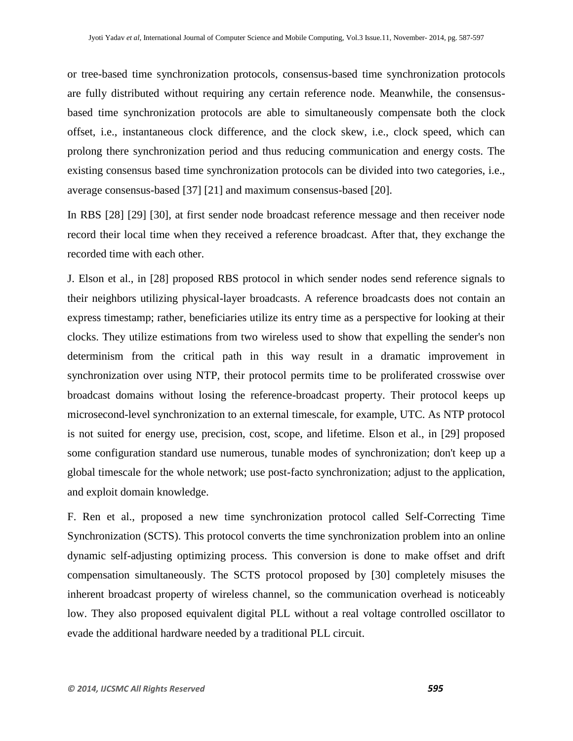or tree-based time synchronization protocols, consensus-based time synchronization protocols are fully distributed without requiring any certain reference node. Meanwhile, the consensus-based time synchronization protocols are able to simultaneously compensate both the clock offset, i.e., instantaneous clock difference, and the clock skew, i.e., clock speed, which can prolong there synchronization period and thus reducing communication and energy costs. The existing consensus based time synchronization protocols can be divided into two categories, i.e., average consensus-based [37] [21] and maximum consensus-based [20].

In RBS [28] [29] [30], at first sender node broadcast reference message and then receiver node record their local time when they received a reference broadcast. After that, they exchange the recorded time with each other.

J. Elson et al., in [28] proposed RBS protocol in which sender nodes send reference signals to their neighbors utilizing physical-layer broadcasts. A reference broadcasts does not contain an express timestamp; rather, beneficiaries utilize its entry time as a perspective for looking at their clocks. They utilize estimations from two wireless used to show that expelling the sender's non determinism from the critical path in this way result in a dramatic improvement in synchronization over using NTP, their protocol permits time to be proliferated crosswise over broadcast domains without losing the reference-broadcast property. Their protocol keeps up microsecond-level synchronization to an external timescale, for example, UTC. As NTP protocol is not suited for energy use, precision, cost, scope, and lifetime. Elson et al., in [29] proposed some configuration standard use numerous, tunable modes of synchronization; don't keep up a global timescale for the whole network; use post-facto synchronization; adjust to the application, and exploit domain knowledge.

F. Ren et al., proposed a new time synchronization protocol called Self-Correcting Time Synchronization (SCTS). This protocol converts the time synchronization problem into an online dynamic self-adjusting optimizing process. This conversion is done to make offset and drift compensation simultaneously. The SCTS protocol proposed by [30] completely misuses the inherent broadcast property of wireless channel, so the communication overhead is noticeably low. They also proposed equivalent digital PLL without a real voltage controlled oscillator to evade the additional hardware needed by a traditional PLL circuit.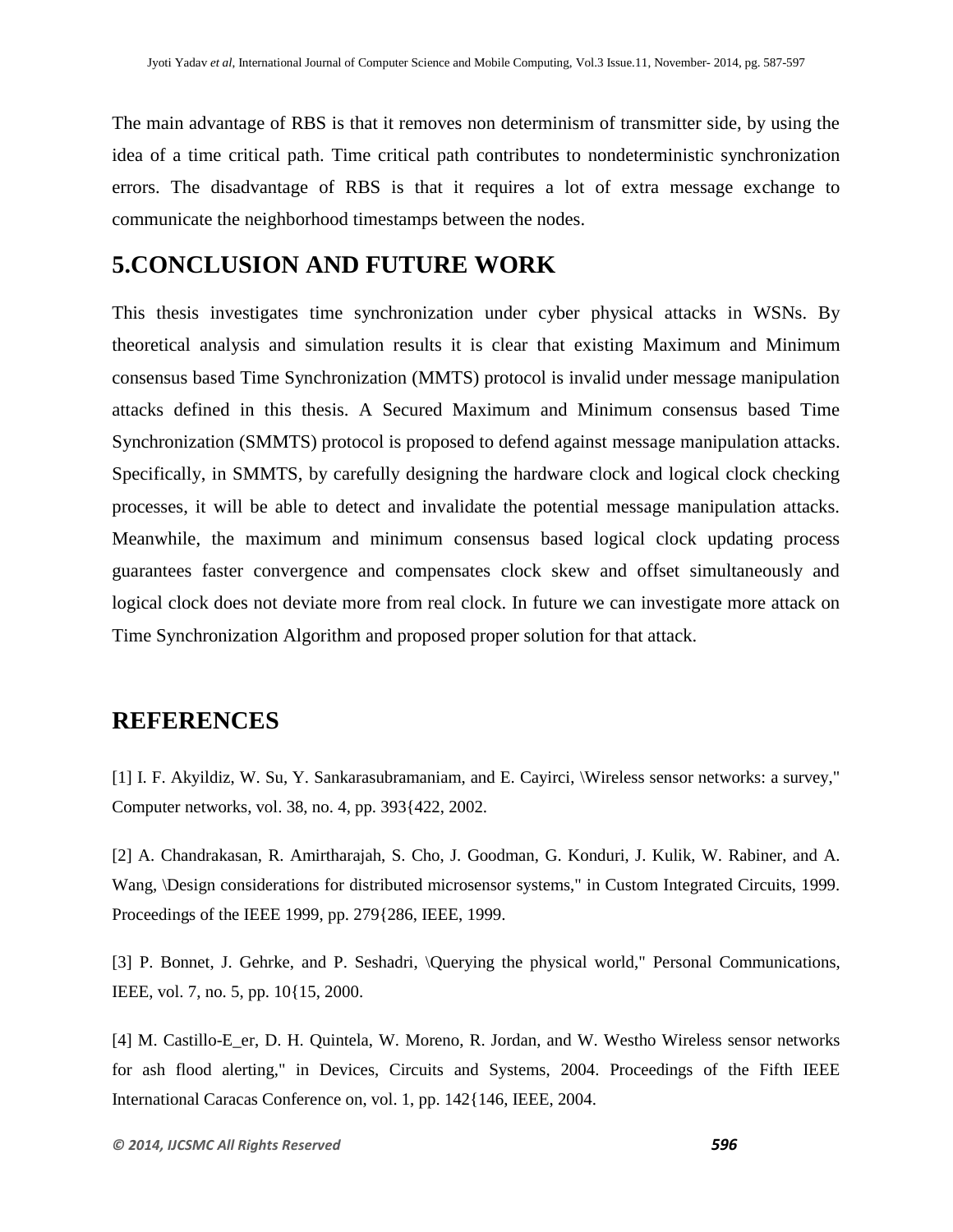The main advantage of RBS is that it removes non determinism of transmitter side, by using the idea of a time critical path. Time critical path contributes to nondeterministic synchronization errors. The disadvantage of RBS is that it requires a lot of extra message exchange to communicate the neighborhood timestamps between the nodes.

## 5.CONCLUSION AND FUTURE WORK

This thesis investigates time synchronization under cyber physical attacks in WSNs. By theoretical analysis and simulation results it is clear that existing Maximum and Minimum consensus based Time Synchronization (MMTS) protocol is invalid under message manipulation attacks defined in this thesis. A Secured Maximum and Minimum consensus based Time Synchronization (SMMTS) protocol is proposed to defend against message manipulation attacks. Specifically, in SMMTS, by carefully designing the hardware clock and logical clock checking processes, it will be able to detect and invalidate the potential message manipulation attacks. Meanwhile, the maximum and minimum consensus based logical clock updating process guarantees faster convergence and compensates clock skew and offset simultaneously and logical clock does not deviate more from real clock. In future we can investigate more attack on Time Synchronization Algorithm and proposed proper solution for that attack.

## REFERENCES

[1] I. F. Akyildiz, W. Su, Y. Sankarasubramaniam, and E. Cayirci, \Wireless sensor networks: a survey," Computer networks, vol. 38, no. 4, pp. 393{422, 2002.

[2] A. Chandrakasan, R. Amirtharajah, S. Cho, J. Goodman, G. Konduri, J. Kulik, W. Rabiner, and A. Wang, \Design considerations for distributed microsensor systems," in Custom Integrated Circuits, 1999. Proceedings of the IEEE 1999, pp. 279{286, IEEE, 1999.

[3] P. Bonnet, J. Gehrke, and P. Seshadri, \Querying the physical world," Personal Communications, IEEE, vol. 7, no. 5, pp. 10{15, 2000.

[4] M. Castillo-E_er, D. H. Quintela, W. Moreno, R. Jordan, and W. Westho Wireless sensor networks for ash flood alerting," in Devices, Circuits and Systems, 2004. Proceedings of the Fifth IEEE International Caracas Conference on, vol. 1, pp. 142{146, IEEE, 2004.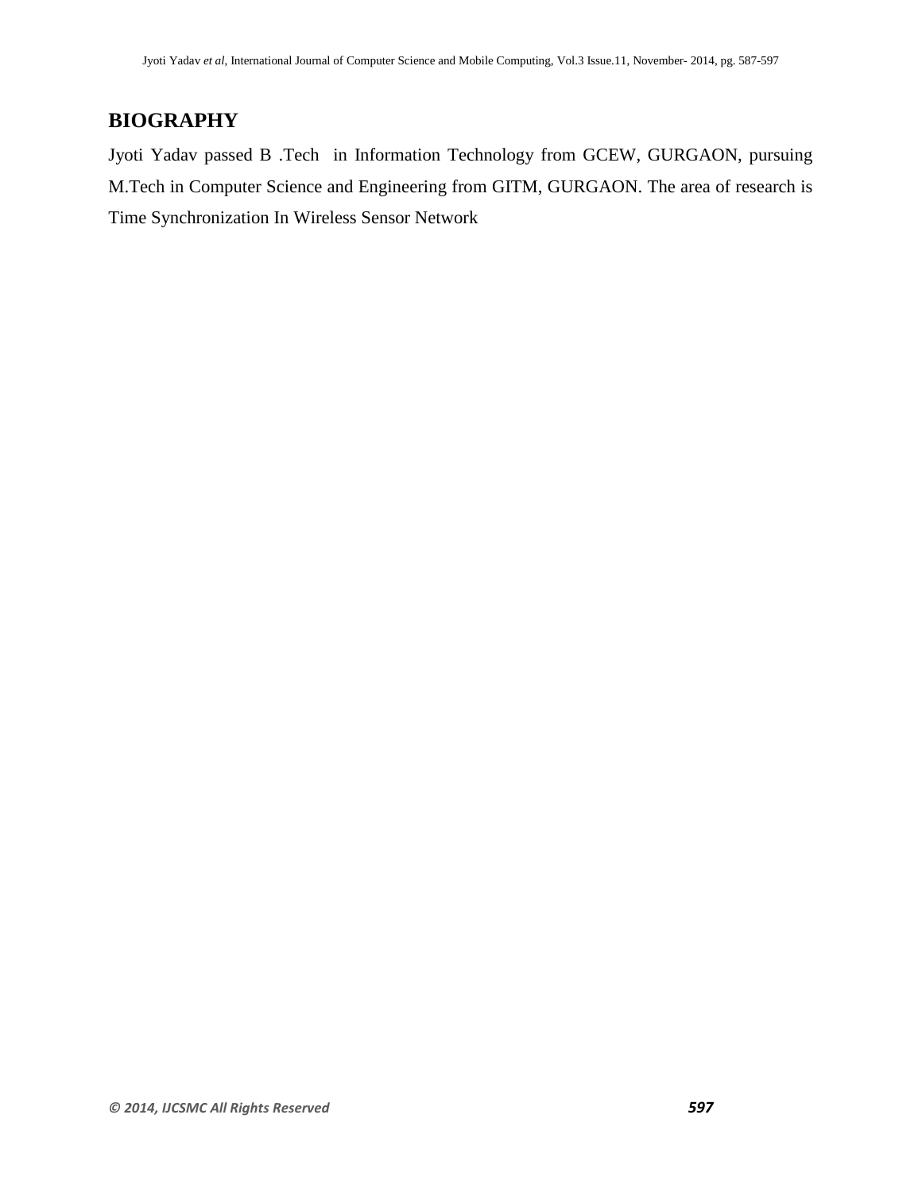## BIOGRAPHY

Jyoti Yadav passed B .Tech in Information Technology from GCEW, GURGAON, pursuing M.Tech in Computer Science and Engineering from GITM, GURGAON. The area of research is Time Synchronization In Wireless Sensor Network